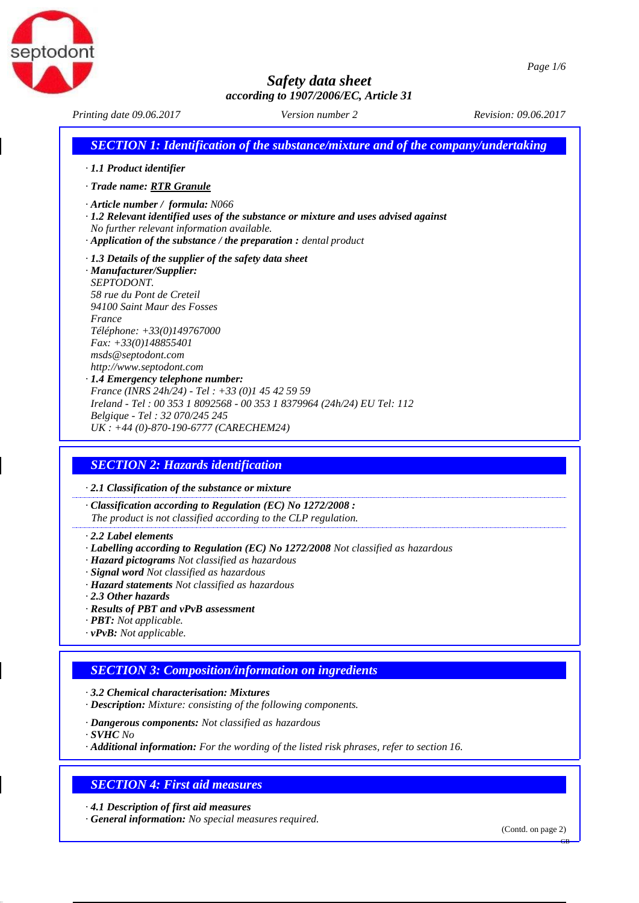# Safety data sheet

**according to 1907/2006/EC, Article 31**

*Printing date 09.06.2017* *Version number 2* *Revision: 09.06.2017*

## SECTION 1: Identification of the substance/mixture and of the company/undertaking

· **1.1 Product identifier**

· **Trade name: RTR Granule**

· **Article number / formula:** N066

· **1.2 Relevant identified uses of the substance or mixture and uses advised against**
No further relevant information available.

· **Application of the substance / the preparation :** dental product

· **1.3 Details of the supplier of the safety data sheet**

· **Manufacturer/Supplier:**
SEPTODONT.
58 rue du Pont de Creteil
94100 Saint Maur des Fosses
France
Téléphone: +33(0)149767000
Fax: +33(0)148855401
msds@septodont.com
http://www.septodont.com

· **1.4 Emergency telephone number:**
France (INRS 24h/24) - Tel : +33 (0)1 45 42 59 59
Ireland - Tel : 00 353 1 8092568 - 00 353 1 8379964 (24h/24) EU Tel: 112
Belgique - Tel : 32 070/245 245
UK : +44 (0)-870-190-6777 (CARECHEM24)

## SECTION 2: Hazards identification

· **2.1 Classification of the substance or mixture**

· **Classification according to Regulation (EC) No 1272/2008 :**
The product is not classified according to the CLP regulation.

· **2.2 Label elements**

· **Labelling according to Regulation (EC) No 1272/2008** Not classified as hazardous

· **Hazard pictograms** Not classified as hazardous

· **Signal word** Not classified as hazardous

· **Hazard statements** Not classified as hazardous

· **2.3 Other hazards**

· **Results of PBT and vPvB assessment**

· **PBT:** Not applicable.

· **vPvB:** Not applicable.

## SECTION 3: Composition/information on ingredients

· **3.2 Chemical characterisation: Mixtures**

· **Description:** Mixture: consisting of the following components.

· **Dangerous components:** Not classified as hazardous

· **SVHC** No

· **Additional information:** For the wording of the listed risk phrases, refer to section 16.

## SECTION 4: First aid measures

· **4.1 Description of first aid measures**

· **General information:** No special measures required.

(Contd. on page 2)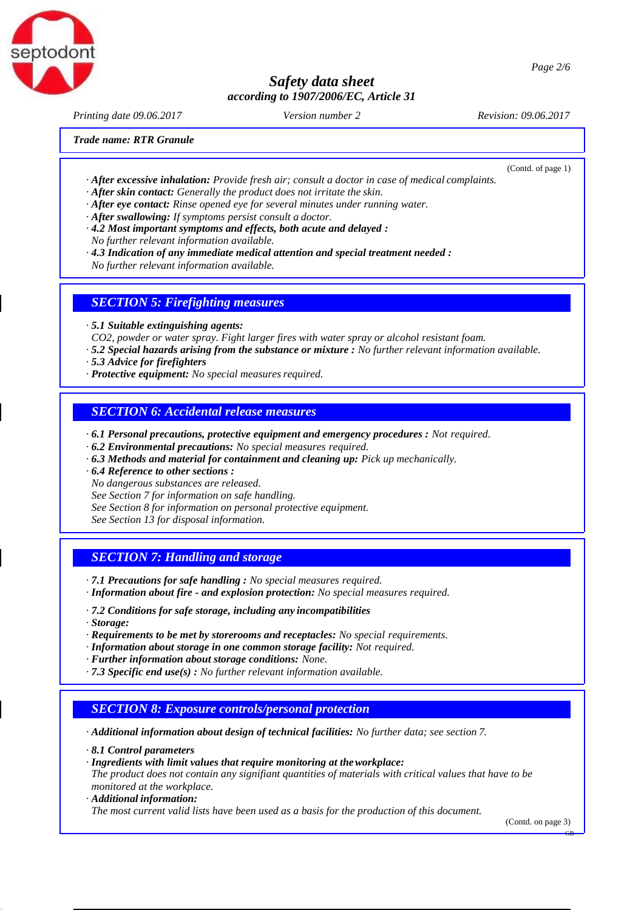**Safety data sheet**
*according to 1907/2006/EC, Article 31*

*Printing date 09.06.2017* *Version number 2* *Revision: 09.06.2017*

***Trade name: RTR Granule***

(Contd. of page 1)

· ***After excessive inhalation:*** *Provide fresh air; consult a doctor in case of medical complaints.*
· ***After skin contact:*** *Generally the product does not irritate the skin.*
· ***After eye contact:*** *Rinse opened eye for several minutes under running water.*
· ***After swallowing:*** *If symptoms persist consult a doctor.*
· ***4.2 Most important symptoms and effects, both acute and delayed :***
*No further relevant information available.*
· ***4.3 Indication of any immediate medical attention and special treatment needed :***
*No further relevant information available.*

## SECTION 5: Firefighting measures

· ***5.1 Suitable extinguishing agents:***
*$CO_2$, powder or water spray. Fight larger fires with water spray or alcohol resistant foam.*
· ***5.2 Special hazards arising from the substance or mixture :*** *No further relevant information available.*
· ***5.3 Advice for firefighters***
· ***Protective equipment:*** *No special measures required.*

## SECTION 6: Accidental release measures

· ***6.1 Personal precautions, protective equipment and emergency procedures :*** *Not required.*
· ***6.2 Environmental precautions:*** *No special measures required.*
· ***6.3 Methods and material for containment and cleaning up:*** *Pick up mechanically.*
· ***6.4 Reference to other sections :***
*No dangerous substances are released.*
*See Section 7 for information on safe handling.*
*See Section 8 for information on personal protective equipment.*
*See Section 13 for disposal information.*

## SECTION 7: Handling and storage

· ***7.1 Precautions for safe handling :*** *No special measures required.*
· ***Information about fire - and explosion protection:*** *No special measures required.*

· ***7.2 Conditions for safe storage, including any incompatibilities***
· ***Storage:***
· ***Requirements to be met by storerooms and receptacles:*** *No special requirements.*
· ***Information about storage in one common storage facility:*** *Not required.*
· ***Further information about storage conditions:*** *None.*
· ***7.3 Specific end use(s) :*** *No further relevant information available.*

## SECTION 8: Exposure controls/personal protection

· ***Additional information about design of technical facilities:*** *No further data; see section 7.*

· ***8.1 Control parameters***
· ***Ingredients with limit values that require monitoring at the workplace:***
*The product does not contain any signifiant quantities of materials with critical values that have to be monitored at the workplace.*
· ***Additional information:***
*The most current valid lists have been used as a basis for the production of this document.*

(Contd. on page 3)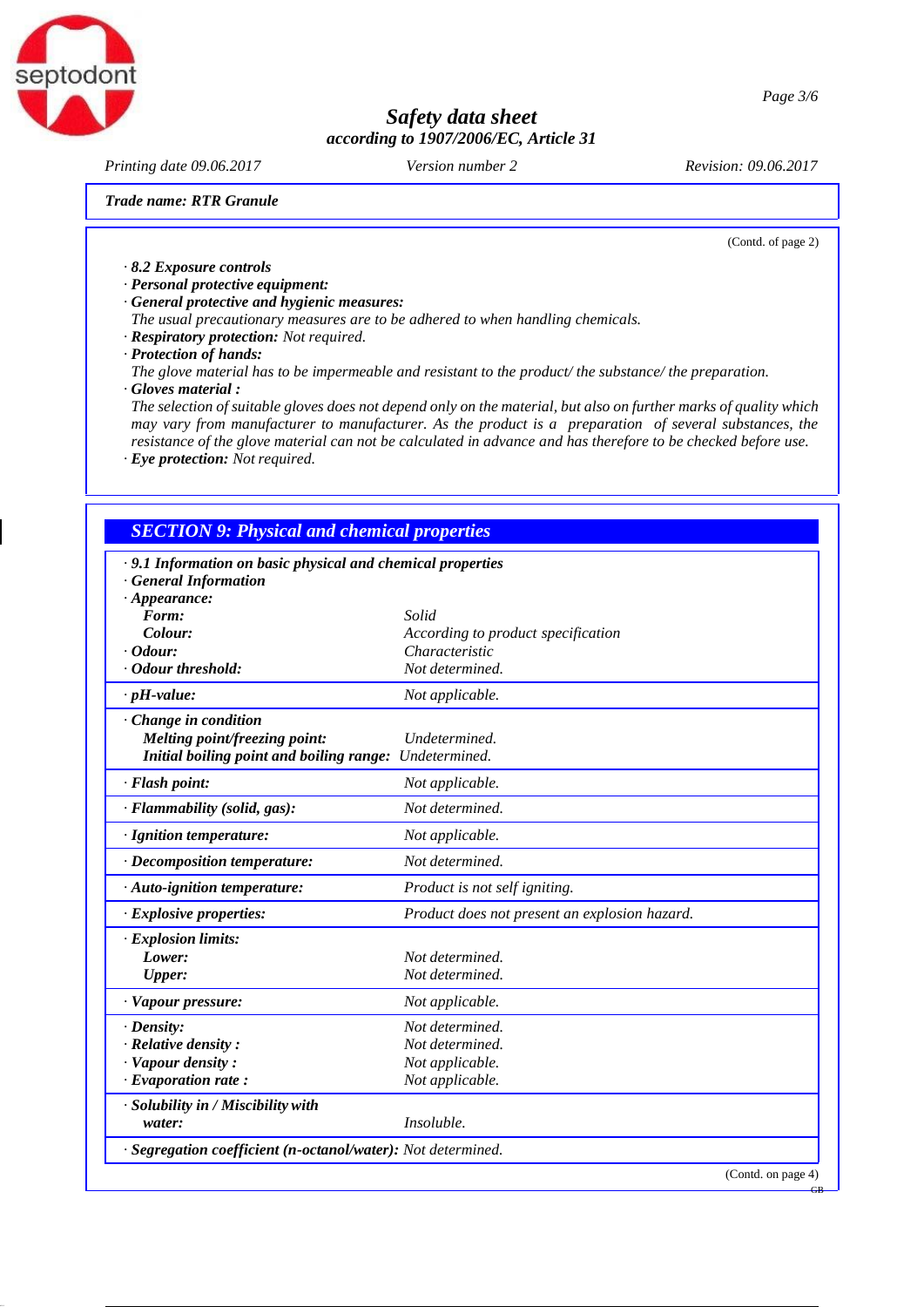Trade name: RTR Granule

(Contd. of page 2)

· **8.2 Exposure controls**
· **Personal protective equipment:**
· **General protective and hygienic measures:**
The usual precautionary measures are to be adhered to when handling chemicals.
· **Respiratory protection:** Not required.
· **Protection of hands:**
The glove material has to be impermeable and resistant to the product/ the substance/ the preparation.
· **Gloves material :**
The selection of suitable gloves does not depend only on the material, but also on further marks of quality which may vary from manufacturer to manufacturer. As the product is a preparation of several substances, the resistance of the glove material can not be calculated in advance and has therefore to be checked before use.
· **Eye protection:** Not required.

## SECTION 9: Physical and chemical properties

| | |
|---|---|
| · **9.1 Information on basic physical and chemical properties** | |
| · **General Information** | |
| · **Appearance:** | |
| **Form:** | Solid |
| **Colour:** | According to product specification |
| · **Odour:** | Characteristic |
| · **Odour threshold:** | Not determined. |
| · **pH-value:** | Not applicable. |
| · **Change in condition** | |
| **Melting point/freezing point:** | Undetermined. |
| **Initial boiling point and boiling range:** | Undetermined. |
| · **Flash point:** | Not applicable. |
| · **Flammability (solid, gas):** | Not determined. |
| · **Ignition temperature:** | Not applicable. |
| · **Decomposition temperature:** | Not determined. |
| · **Auto-ignition temperature:** | Product is not self igniting. |
| · **Explosive properties:** | Product does not present an explosion hazard. |
| · **Explosion limits:** | |
| **Lower:** | Not determined. |
| **Upper:** | Not determined. |
| · **Vapour pressure:** | Not applicable. |
| · **Density:** | Not determined. |
| · **Relative density :** | Not determined. |
| · **Vapour density :** | Not applicable. |
| · **Evaporation rate :** | Not applicable. |
| · **Solubility in / Miscibility with** | |
| **water:** | Insoluble. |
| · **Segregation coefficient (n-octanol/water):** | Not determined. |

(Contd. on page 4)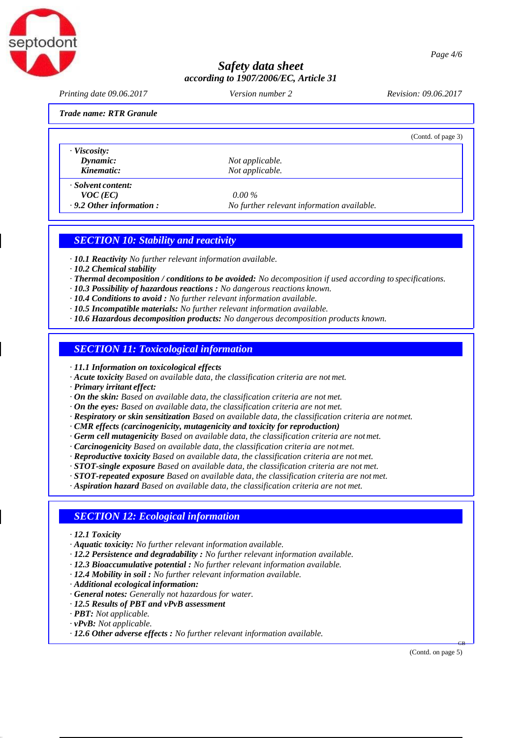(Contd. of page 3)

· **Viscosity:**

| | |
|---|---|
| **Dynamic:** | Not applicable. |
| **Kinematic:** | Not applicable. |

· **Solvent content:**

| | |
|---|---|
| **VOC (EC)** | 0.00 % |
| · **9.2 Other information :** | No further relevant information available. |

## SECTION 10: Stability and reactivity

· **10.1 Reactivity** No further relevant information available.
· **10.2 Chemical stability**
· **Thermal decomposition / conditions to be avoided:** No decomposition if used according to specifications.
· **10.3 Possibility of hazardous reactions :** No dangerous reactions known.
· **10.4 Conditions to avoid :** No further relevant information available.
· **10.5 Incompatible materials:** No further relevant information available.
· **10.6 Hazardous decomposition products:** No dangerous decomposition products known.

## SECTION 11: Toxicological information

· **11.1 Information on toxicological effects**
· **Acute toxicity** Based on available data, the classification criteria are not met.
· **Primary irritant effect:**
· **On the skin:** Based on available data, the classification criteria are not met.
· **On the eyes:** Based on available data, the classification criteria are not met.
· **Respiratory or skin sensitization** Based on available data, the classification criteria are not met.
· **CMR effects (carcinogenicity, mutagenicity and toxicity for reproduction)**
· **Germ cell mutagenicity** Based on available data, the classification criteria are not met.
· **Carcinogenicity** Based on available data, the classification criteria are not met.
· **Reproductive toxicity** Based on available data, the classification criteria are not met.
· **STOT-single exposure** Based on available data, the classification criteria are not met.
· **STOT-repeated exposure** Based on available data, the classification criteria are not met.
· **Aspiration hazard** Based on available data, the classification criteria are not met.

## SECTION 12: Ecological information

· **12.1 Toxicity**
· **Aquatic toxicity:** No further relevant information available.
· **12.2 Persistence and degradability :** No further relevant information available.
· **12.3 Bioaccumulative potential :** No further relevant information available.
· **12.4 Mobility in soil :** No further relevant information available.
· **Additional ecological information:**
· **General notes:** Generally not hazardous for water.
· **12.5 Results of PBT and vPvB assessment**
· **PBT:** Not applicable.
· **vPvB:** Not applicable.
· **12.6 Other adverse effects :** No further relevant information available.

(Contd. on page 5)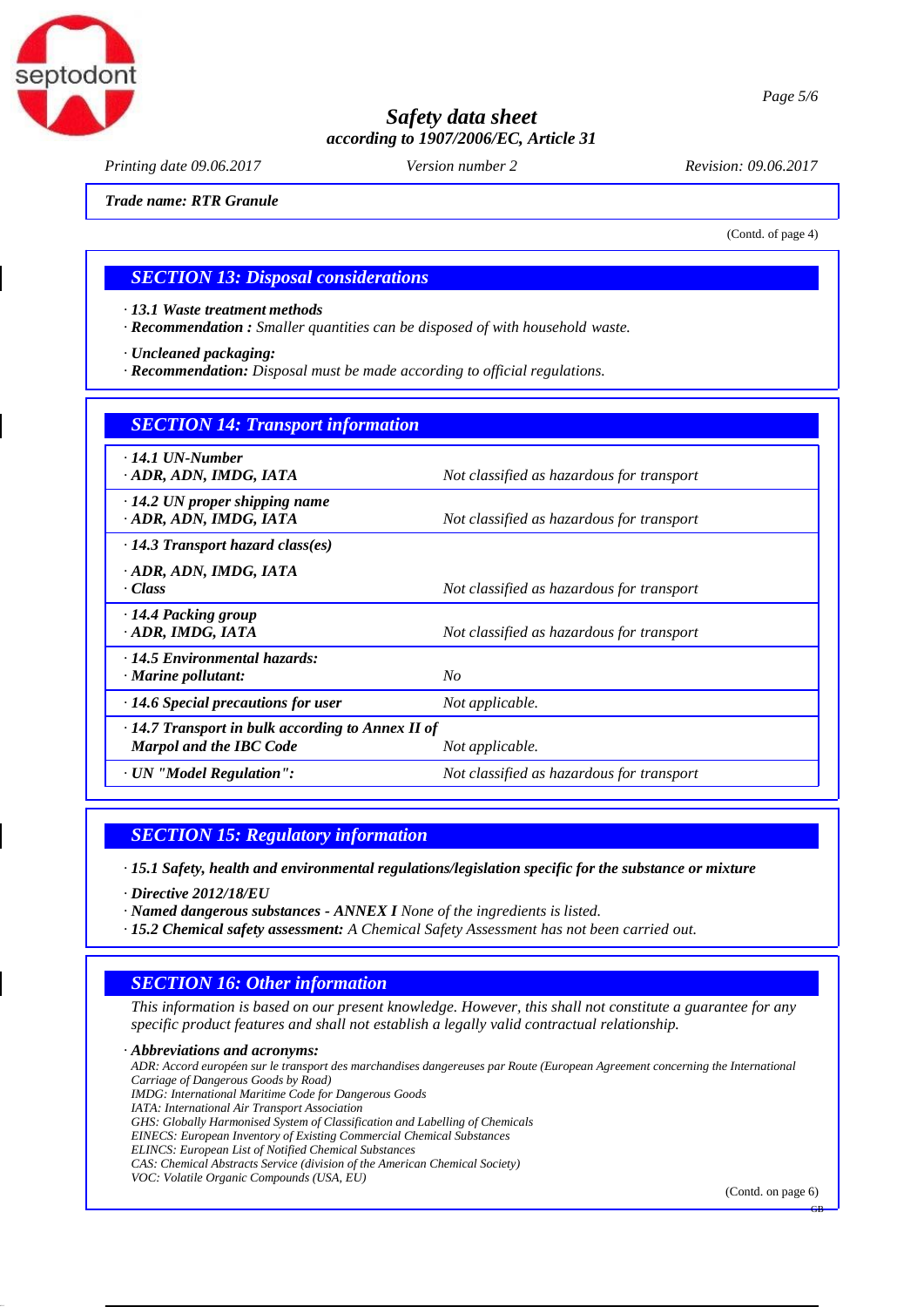Trade name: RTR Granule

(Contd. of page 4)

## SECTION 13: Disposal considerations

· **13.1 Waste treatment methods**
· **Recommendation :** Smaller quantities can be disposed of with household waste.

· **Uncleaned packaging:**
· **Recommendation:** Disposal must be made according to official regulations.

## SECTION 14: Transport information

| | |
|---|---|
| · **14.1 UN-Number**<br>· **ADR, ADN, IMDG, IATA** | Not classified as hazardous for transport |
| · **14.2 UN proper shipping name**<br>· **ADR, ADN, IMDG, IATA** | Not classified as hazardous for transport |
| · **14.3 Transport hazard class(es)**<br>· **ADR, ADN, IMDG, IATA**<br>· **Class** | Not classified as hazardous for transport |
| · **14.4 Packing group**<br>· **ADR, IMDG, IATA** | Not classified as hazardous for transport |
| · **14.5 Environmental hazards:**<br>· **Marine pollutant:** | No |
| · **14.6 Special precautions for user** | Not applicable. |
| · **14.7 Transport in bulk according to Annex II of Marpol and the IBC Code** | Not applicable. |
| · **UN "Model Regulation":** | Not classified as hazardous for transport |

## SECTION 15: Regulatory information

· **15.1 Safety, health and environmental regulations/legislation specific for the substance or mixture**

· **Directive 2012/18/EU**
· **Named dangerous substances - ANNEX I** None of the ingredients is listed.
· **15.2 Chemical safety assessment:** A Chemical Safety Assessment has not been carried out.

## SECTION 16: Other information

This information is based on our present knowledge. However, this shall not constitute a guarantee for any specific product features and shall not establish a legally valid contractual relationship.

· **Abbreviations and acronyms:**
ADR: Accord européen sur le transport des marchandises dangereuses par Route (European Agreement concerning the International Carriage of Dangerous Goods by Road)
IMDG: International Maritime Code for Dangerous Goods
IATA: International Air Transport Association
GHS: Globally Harmonised System of Classification and Labelling of Chemicals
EINECS: European Inventory of Existing Commercial Chemical Substances
ELINCS: European List of Notified Chemical Substances
CAS: Chemical Abstracts Service (division of the American Chemical Society)
VOC: Volatile Organic Compounds (USA, EU)

(Contd. on page 6)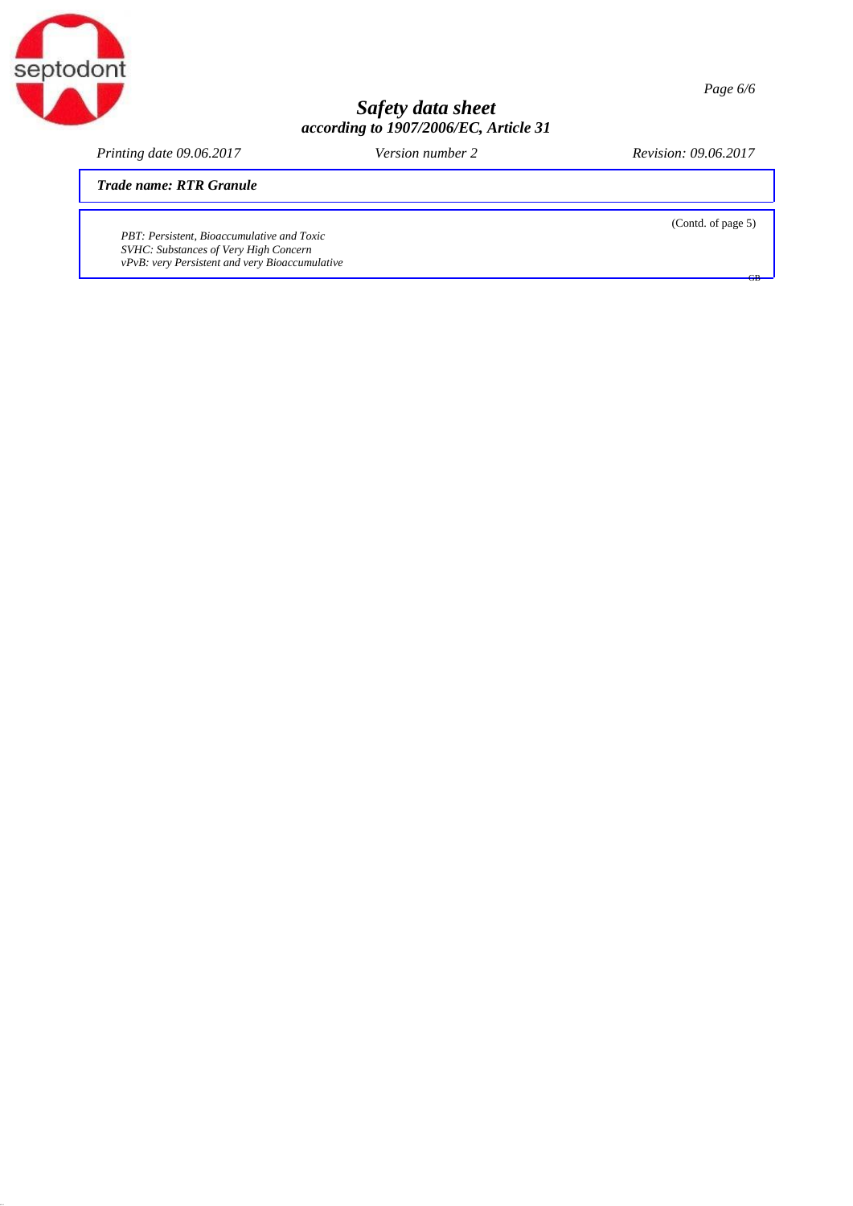*PBT: Persistent, Bioaccumulative and Toxic*
*SVHC: Substances of Very High Concern*
*vPvB: very Persistent and very Bioaccumulative*